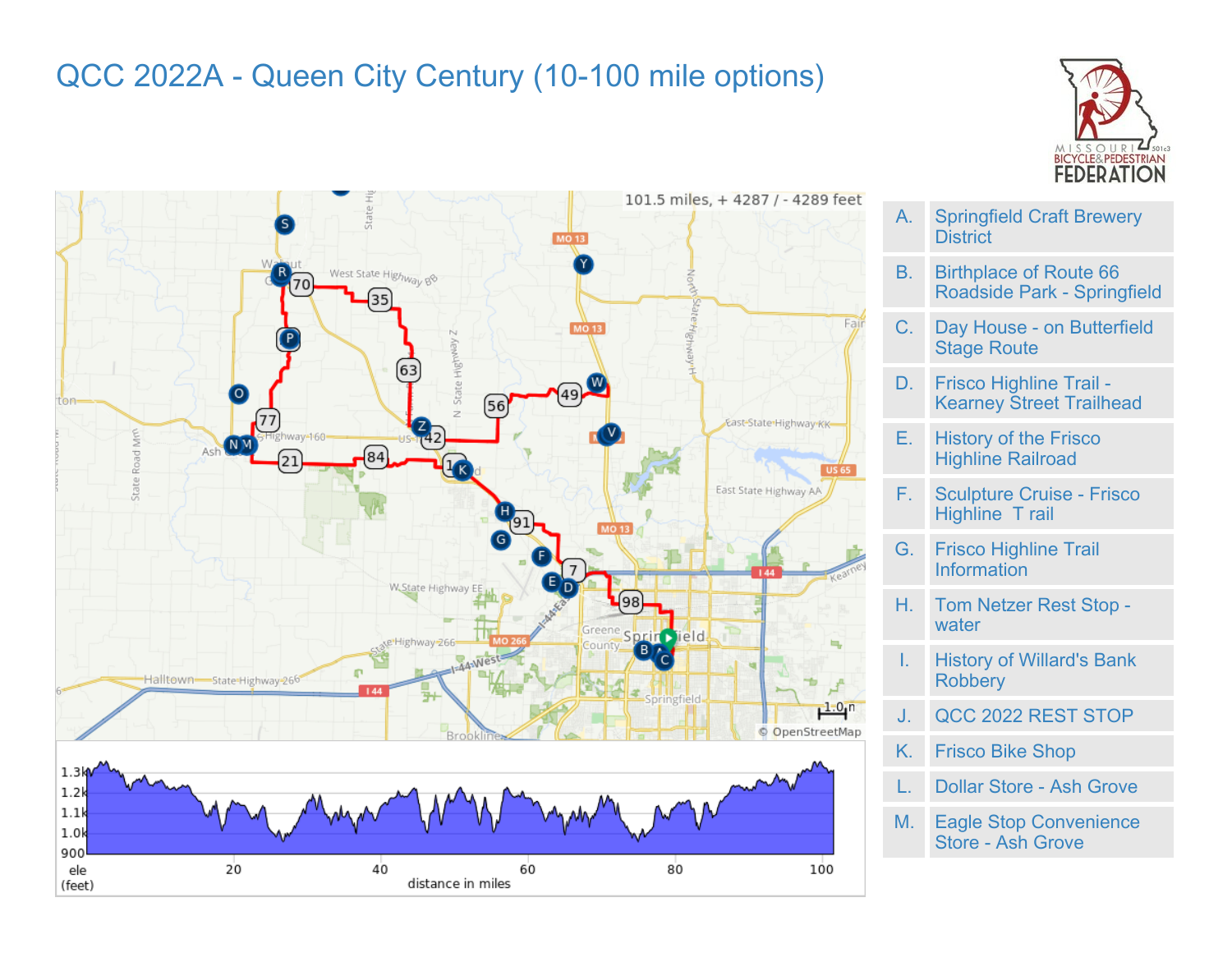# QCC 2022A - Queen City Century (10-100 mile options)

101.5 miles, + 4287 / - 4289 feet

| | |
|---|---|
| A. | Springfield Craft Brewery District |
| B. | Birthplace of Route 66 Roadside Park - Springfield |
| C. | Day House - on Butterfield Stage Route |
| D. | Frisco Highline Trail - Kearney Street Trailhead |
| E. | History of the Frisco Highline Railroad |
| F. | Sculpture Cruise - Frisco Highline T rail |
| G. | Frisco Highline Trail Information |
| H. | Tom Netzer Rest Stop - water |
| I. | History of Willard's Bank Robbery |
| J. | QCC 2022 REST STOP |
| K. | Frisco Bike Shop |
| L. | Dollar Store - Ash Grove |
| M. | Eagle Stop Convenience Store - Ash Grove |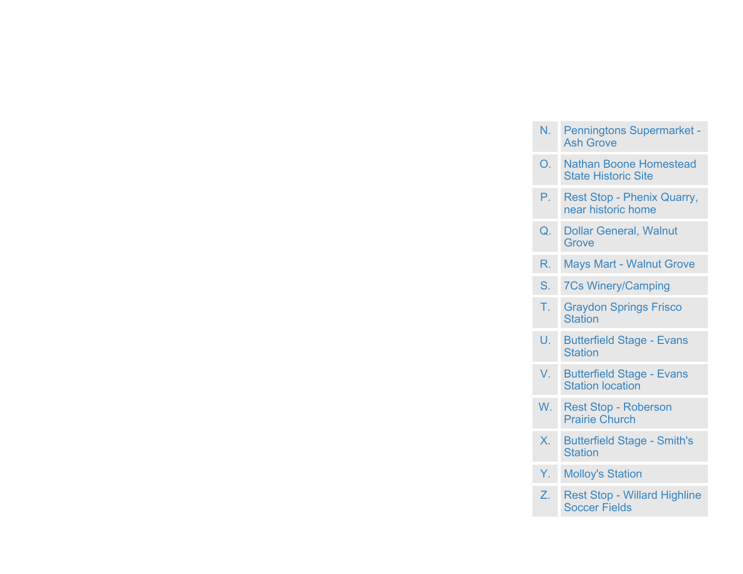| | |
|---|---|
| N. | Penningtons Supermarket - Ash Grove |
| O. | Nathan Boone Homestead State Historic Site |
| P. | Rest Stop - Phenix Quarry, near historic home |
| Q. | Dollar General, Walnut Grove |
| R. | Mays Mart - Walnut Grove |
| S. | 7Cs Winery/Camping |
| T. | Graydon Springs Frisco Station |
| U. | Butterfield Stage - Evans Station |
| V. | Butterfield Stage - Evans Station location |
| W. | Rest Stop - Roberson Prairie Church |
| X. | Butterfield Stage - Smith's Station |
| Y. | Molloy's Station |
| Z. | Rest Stop - Willard Highline Soccer Fields |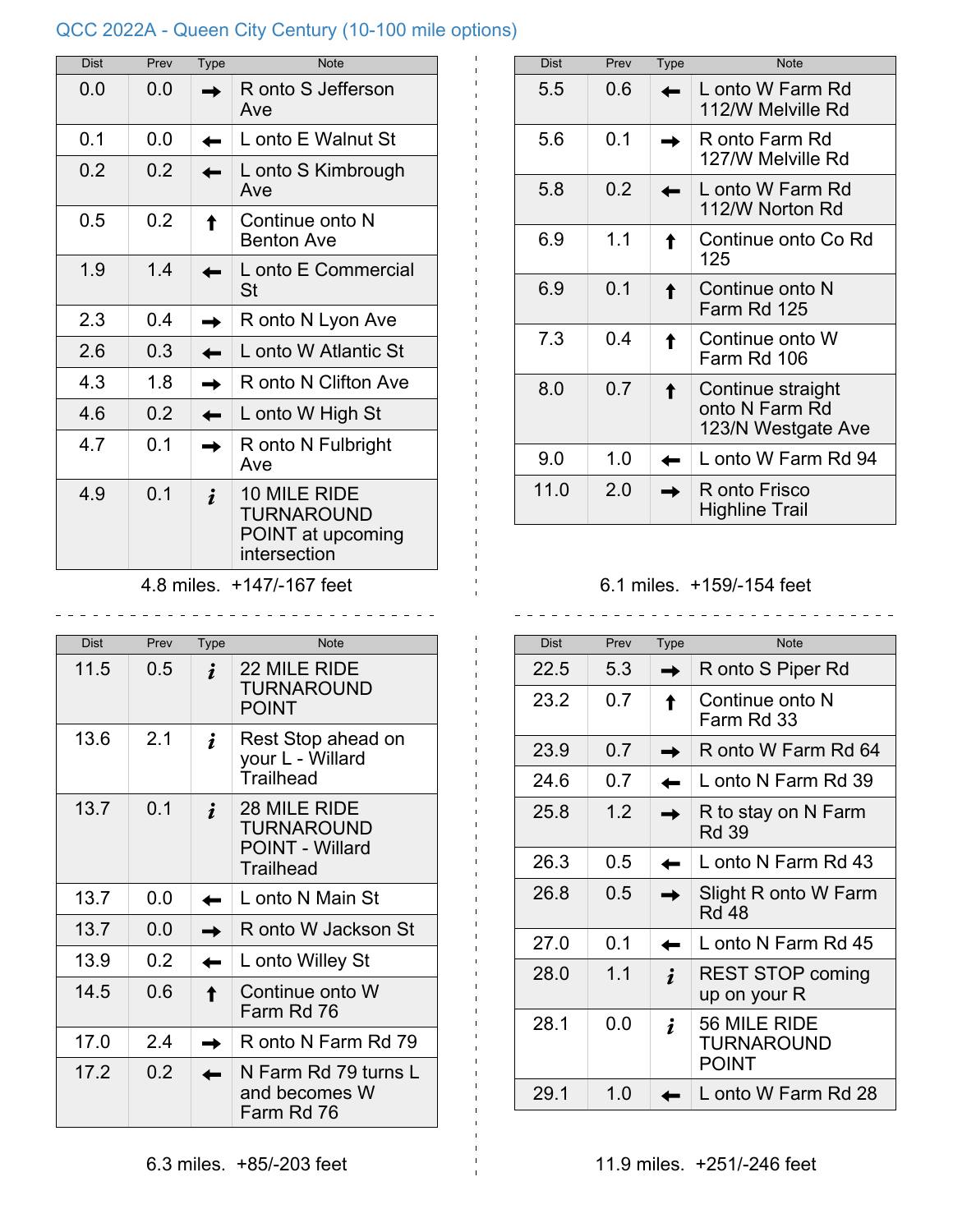QCC 2022A - Queen City Century (10-100 mile options)

| Dist | Prev | Type | Note |
| --- | --- | --- | --- |
| 0.0 | 0.0 | → | R onto S Jefferson Ave |
| 0.1 | 0.0 | ← | L onto E Walnut St |
| 0.2 | 0.2 | ← | L onto S Kimbrough Ave |
| 0.5 | 0.2 | ↑ | Continue onto N Benton Ave |
| 1.9 | 1.4 | ← | L onto E Commercial St |
| 2.3 | 0.4 | → | R onto N Lyon Ave |
| 2.6 | 0.3 | ← | L onto W Atlantic St |
| 4.3 | 1.8 | → | R onto N Clifton Ave |
| 4.6 | 0.2 | ← | L onto W High St |
| 4.7 | 0.1 | → | R onto N Fulbright Ave |
| 4.9 | 0.1 | i | 10 MILE RIDE TURNAROUND POINT at upcoming intersection |

4.8 miles. +147/-167 feet

| Dist | Prev | Type | Note |
| --- | --- | --- | --- |
| 5.5 | 0.6 | ← | L onto W Farm Rd 112/W Melville Rd |
| 5.6 | 0.1 | → | R onto Farm Rd 127/W Melville Rd |
| 5.8 | 0.2 | ← | L onto W Farm Rd 112/W Norton Rd |
| 6.9 | 1.1 | ↑ | Continue onto Co Rd 125 |
| 6.9 | 0.1 | ↑ | Continue onto N Farm Rd 125 |
| 7.3 | 0.4 | ↑ | Continue onto W Farm Rd 106 |
| 8.0 | 0.7 | ↑ | Continue straight onto N Farm Rd 123/N Westgate Ave |
| 9.0 | 1.0 | ← | L onto W Farm Rd 94 |
| 11.0 | 2.0 | → | R onto Frisco Highline Trail |

6.1 miles. +159/-154 feet

| Dist | Prev | Type | Note |
| --- | --- | --- | --- |
| 11.5 | 0.5 | i | 22 MILE RIDE TURNAROUND POINT |
| 13.6 | 2.1 | i | Rest Stop ahead on your L - Willard Trailhead |
| 13.7 | 0.1 | i | 28 MILE RIDE TURNAROUND POINT - Willard Trailhead |
| 13.7 | 0.0 | ← | L onto N Main St |
| 13.7 | 0.0 | → | R onto W Jackson St |
| 13.9 | 0.2 | ← | L onto Willey St |
| 14.5 | 0.6 | ↑ | Continue onto W Farm Rd 76 |
| 17.0 | 2.4 | → | R onto N Farm Rd 79 |
| 17.2 | 0.2 | ← | N Farm Rd 79 turns L and becomes W Farm Rd 76 |

6.3 miles. +85/-203 feet

| Dist | Prev | Type | Note |
| --- | --- | --- | --- |
| 22.5 | 5.3 | → | R onto S Piper Rd |
| 23.2 | 0.7 | ↑ | Continue onto N Farm Rd 33 |
| 23.9 | 0.7 | → | R onto W Farm Rd 64 |
| 24.6 | 0.7 | ← | L onto N Farm Rd 39 |
| 25.8 | 1.2 | → | R to stay on N Farm Rd 39 |
| 26.3 | 0.5 | ← | L onto N Farm Rd 43 |
| 26.8 | 0.5 | → | Slight R onto W Farm Rd 48 |
| 27.0 | 0.1 | ← | L onto N Farm Rd 45 |
| 28.0 | 1.1 | i | REST STOP coming up on your R |
| 28.1 | 0.0 | i | 56 MILE RIDE TURNAROUND POINT |
| 29.1 | 1.0 | ← | L onto W Farm Rd 28 |

11.9 miles. +251/-246 feet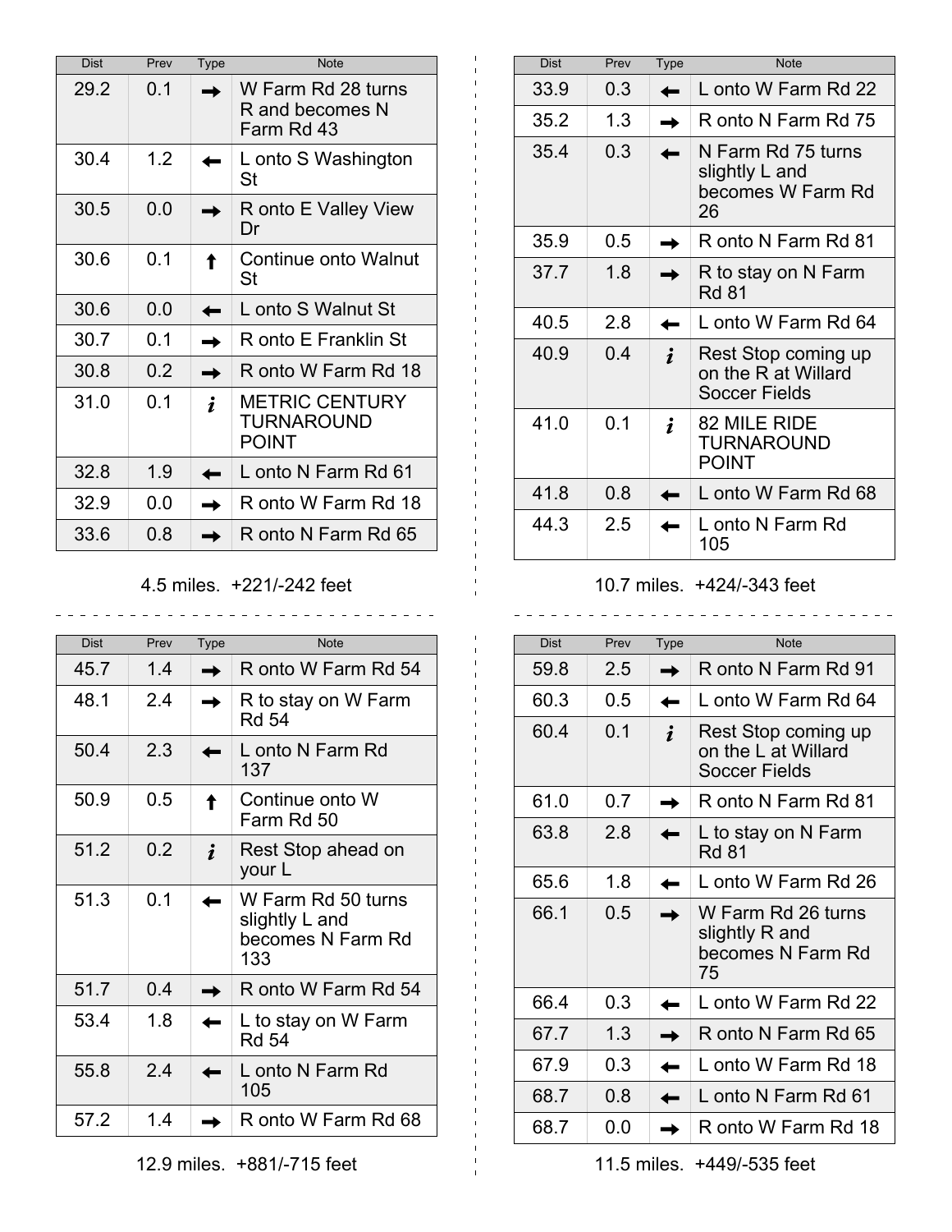| Dist | Prev | Type | Note |
|---|---|---|---|
| 29.2 | 0.1 | → | W Farm Rd 28 turns R and becomes N Farm Rd 43 |
| 30.4 | 1.2 | ← | L onto S Washington St |
| 30.5 | 0.0 | → | R onto E Valley View Dr |
| 30.6 | 0.1 | ↑ | Continue onto Walnut St |
| 30.6 | 0.0 | ← | L onto S Walnut St |
| 30.7 | 0.1 | → | R onto E Franklin St |
| 30.8 | 0.2 | → | R onto W Farm Rd 18 |
| 31.0 | 0.1 | *i* | METRIC CENTURY TURNAROUND POINT |
| 32.8 | 1.9 | ← | L onto N Farm Rd 61 |
| 32.9 | 0.0 | → | R onto W Farm Rd 18 |
| 33.6 | 0.8 | → | R onto N Farm Rd 65 |

4.5 miles. +221/-242 feet

| Dist | Prev | Type | Note |
|---|---|---|---|
| 33.9 | 0.3 | ← | L onto W Farm Rd 22 |
| 35.2 | 1.3 | → | R onto N Farm Rd 75 |
| 35.4 | 0.3 | ← | N Farm Rd 75 turns slightly L and becomes W Farm Rd 26 |
| 35.9 | 0.5 | → | R onto N Farm Rd 81 |
| 37.7 | 1.8 | → | R to stay on N Farm Rd 81 |
| 40.5 | 2.8 | ← | L onto W Farm Rd 64 |
| 40.9 | 0.4 | *i* | Rest Stop coming up on the R at Willard Soccer Fields |
| 41.0 | 0.1 | *i* | 82 MILE RIDE TURNAROUND POINT |
| 41.8 | 0.8 | ← | L onto W Farm Rd 68 |
| 44.3 | 2.5 | ← | L onto N Farm Rd 105 |

10.7 miles. +424/-343 feet

| Dist | Prev | Type | Note |
|---|---|---|---|
| 45.7 | 1.4 | → | R onto W Farm Rd 54 |
| 48.1 | 2.4 | → | R to stay on W Farm Rd 54 |
| 50.4 | 2.3 | ← | L onto N Farm Rd 137 |
| 50.9 | 0.5 | ↑ | Continue onto W Farm Rd 50 |
| 51.2 | 0.2 | *i* | Rest Stop ahead on your L |
| 51.3 | 0.1 | ← | W Farm Rd 50 turns slightly L and becomes N Farm Rd 133 |
| 51.7 | 0.4 | → | R onto W Farm Rd 54 |
| 53.4 | 1.8 | ← | L to stay on W Farm Rd 54 |
| 55.8 | 2.4 | ← | L onto N Farm Rd 105 |
| 57.2 | 1.4 | → | R onto W Farm Rd 68 |

12.9 miles. +881/-715 feet

| Dist | Prev | Type | Note |
|---|---|---|---|
| 59.8 | 2.5 | → | R onto N Farm Rd 91 |
| 60.3 | 0.5 | ← | L onto W Farm Rd 64 |
| 60.4 | 0.1 | *i* | Rest Stop coming up on the L at Willard Soccer Fields |
| 61.0 | 0.7 | → | R onto N Farm Rd 81 |
| 63.8 | 2.8 | ← | L to stay on N Farm Rd 81 |
| 65.6 | 1.8 | ← | L onto W Farm Rd 26 |
| 66.1 | 0.5 | → | W Farm Rd 26 turns slightly R and becomes N Farm Rd 75 |
| 66.4 | 0.3 | ← | L onto W Farm Rd 22 |
| 67.7 | 1.3 | → | R onto N Farm Rd 65 |
| 67.9 | 0.3 | ← | L onto W Farm Rd 18 |
| 68.7 | 0.8 | ← | L onto N Farm Rd 61 |
| 68.7 | 0.0 | → | R onto W Farm Rd 18 |

11.5 miles. +449/-535 feet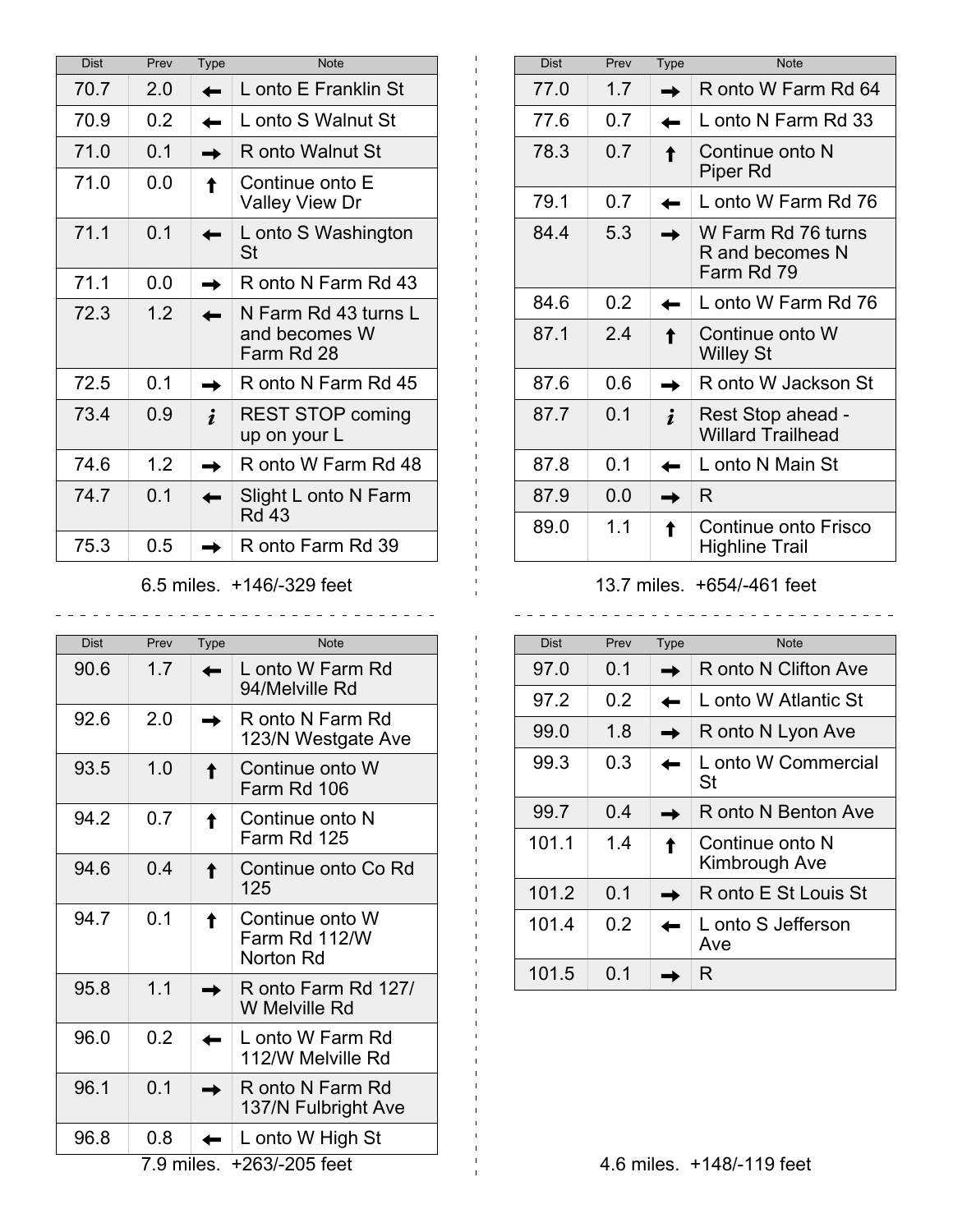| Dist | Prev | Type | Note |
|---|---|---|---|
| 70.7 | 2.0 | ← | L onto E Franklin St |
| 70.9 | 0.2 | ← | L onto S Walnut St |
| 71.0 | 0.1 | → | R onto Walnut St |
| 71.0 | 0.0 | ↑ | Continue onto E Valley View Dr |
| 71.1 | 0.1 | ← | L onto S Washington St |
| 71.1 | 0.0 | → | R onto N Farm Rd 43 |
| 72.3 | 1.2 | ← | N Farm Rd 43 turns L and becomes W Farm Rd 28 |
| 72.5 | 0.1 | → | R onto N Farm Rd 45 |
| 73.4 | 0.9 | i | REST STOP coming up on your L |
| 74.6 | 1.2 | → | R onto W Farm Rd 48 |
| 74.7 | 0.1 | ← | Slight L onto N Farm Rd 43 |
| 75.3 | 0.5 | → | R onto Farm Rd 39 |

6.5 miles. +146/-329 feet

| Dist | Prev | Type | Note |
|---|---|---|---|
| 77.0 | 1.7 | → | R onto W Farm Rd 64 |
| 77.6 | 0.7 | ← | L onto N Farm Rd 33 |
| 78.3 | 0.7 | ↑ | Continue onto N Piper Rd |
| 79.1 | 0.7 | ← | L onto W Farm Rd 76 |
| 84.4 | 5.3 | → | W Farm Rd 76 turns R and becomes N Farm Rd 79 |
| 84.6 | 0.2 | ← | L onto W Farm Rd 76 |
| 87.1 | 2.4 | ↑ | Continue onto W Willey St |
| 87.6 | 0.6 | → | R onto W Jackson St |
| 87.7 | 0.1 | i | Rest Stop ahead - Willard Trailhead |
| 87.8 | 0.1 | ← | L onto N Main St |
| 87.9 | 0.0 | → | R |
| 89.0 | 1.1 | ↑ | Continue onto Frisco Highline Trail |

13.7 miles. +654/-461 feet

| Dist | Prev | Type | Note |
|---|---|---|---|
| 90.6 | 1.7 | ← | L onto W Farm Rd 94/Melville Rd |
| 92.6 | 2.0 | → | R onto N Farm Rd 123/N Westgate Ave |
| 93.5 | 1.0 | ↑ | Continue onto W Farm Rd 106 |
| 94.2 | 0.7 | ↑ | Continue onto N Farm Rd 125 |
| 94.6 | 0.4 | ↑ | Continue onto Co Rd 125 |
| 94.7 | 0.1 | ↑ | Continue onto W Farm Rd 112/W Norton Rd |
| 95.8 | 1.1 | → | R onto Farm Rd 127/ W Melville Rd |
| 96.0 | 0.2 | ← | L onto W Farm Rd 112/W Melville Rd |
| 96.1 | 0.1 | → | R onto N Farm Rd 137/N Fulbright Ave |
| 96.8 | 0.8 | ← | L onto W High St |

7.9 miles. +263/-205 feet

| Dist | Prev | Type | Note |
|---|---|---|---|
| 97.0 | 0.1 | → | R onto N Clifton Ave |
| 97.2 | 0.2 | ← | L onto W Atlantic St |
| 99.0 | 1.8 | → | R onto N Lyon Ave |
| 99.3 | 0.3 | ← | L onto W Commercial St |
| 99.7 | 0.4 | → | R onto N Benton Ave |
| 101.1 | 1.4 | ↑ | Continue onto N Kimbrough Ave |
| 101.2 | 0.1 | → | R onto E St Louis St |
| 101.4 | 0.2 | ← | L onto S Jefferson Ave |
| 101.5 | 0.1 | → | R |

4.6 miles. +148/-119 feet